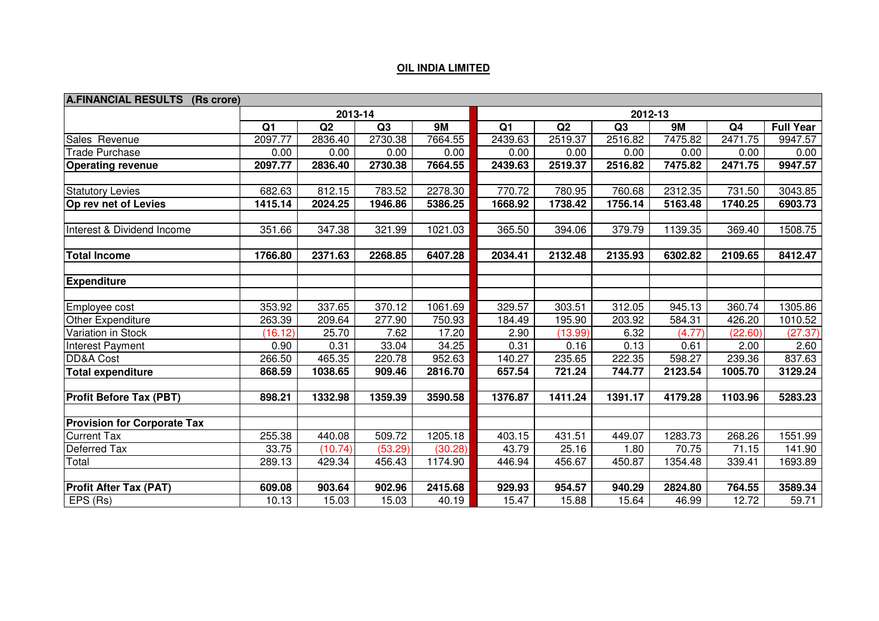## OIL INDIA LIMITED

| A.FINANCIAL RESULTS (Rs crore) | | | | | | | | | | |
|---|---|---|---|---|---|---|---|---|---|---|
| | 2013-14 | | | | 2012-13 | | | | | |
| | Q1 | Q2 | Q3 | 9M | Q1 | Q2 | Q3 | 9M | Q4 | Full Year |
| Sales Revenue | 2097.77 | 2836.40 | 2730.38 | 7664.55 | 2439.63 | 2519.37 | 2516.82 | 7475.82 | 2471.75 | 9947.57 |
| Trade Purchase | 0.00 | 0.00 | 0.00 | 0.00 | 0.00 | 0.00 | 0.00 | 0.00 | 0.00 | 0.00 |
| **Operating revenue** | **2097.77** | **2836.40** | **2730.38** | **7664.55** | **2439.63** | **2519.37** | **2516.82** | **7475.82** | **2471.75** | **9947.57** |
| | | | | | | | | | | |
| Statutory Levies | 682.63 | 812.15 | 783.52 | 2278.30 | 770.72 | 780.95 | 760.68 | 2312.35 | 731.50 | 3043.85 |
| **Op rev net of Levies** | **1415.14** | **2024.25** | **1946.86** | **5386.25** | **1668.92** | **1738.42** | **1756.14** | **5163.48** | **1740.25** | **6903.73** |
| | | | | | | | | | | |
| Interest & Dividend Income | 351.66 | 347.38 | 321.99 | 1021.03 | 365.50 | 394.06 | 379.79 | 1139.35 | 369.40 | 1508.75 |
| | | | | | | | | | | |
| **Total Income** | **1766.80** | **2371.63** | **2268.85** | **6407.28** | **2034.41** | **2132.48** | **2135.93** | **6302.82** | **2109.65** | **8412.47** |
| | | | | | | | | | | |
| **Expenditure** | | | | | | | | | | |
| | | | | | | | | | | |
| Employee cost | 353.92 | 337.65 | 370.12 | 1061.69 | 329.57 | 303.51 | 312.05 | 945.13 | 360.74 | 1305.86 |
| Other Expenditure | 263.39 | 209.64 | 277.90 | 750.93 | 184.49 | 195.90 | 203.92 | 584.31 | 426.20 | 1010.52 |
| Variation in Stock | (16.12) | 25.70 | 7.62 | 17.20 | 2.90 | (13.99) | 6.32 | (4.77) | (22.60) | (27.37) |
| Interest Payment | 0.90 | 0.31 | 33.04 | 34.25 | 0.31 | 0.16 | 0.13 | 0.61 | 2.00 | 2.60 |
| DD&A Cost | 266.50 | 465.35 | 220.78 | 952.63 | 140.27 | 235.65 | 222.35 | 598.27 | 239.36 | 837.63 |
| **Total expenditure** | **868.59** | **1038.65** | **909.46** | **2816.70** | **657.54** | **721.24** | **744.77** | **2123.54** | **1005.70** | **3129.24** |
| | | | | | | | | | | |
| **Profit Before Tax (PBT)** | **898.21** | **1332.98** | **1359.39** | **3590.58** | **1376.87** | **1411.24** | **1391.17** | **4179.28** | **1103.96** | **5283.23** |
| | | | | | | | | | | |
| **Provision for Corporate Tax** | | | | | | | | | | |
| Current Tax | 255.38 | 440.08 | 509.72 | 1205.18 | 403.15 | 431.51 | 449.07 | 1283.73 | 268.26 | 1551.99 |
| Deferred Tax | 33.75 | (10.74) | (53.29) | (30.28) | 43.79 | 25.16 | 1.80 | 70.75 | 71.15 | 141.90 |
| Total | 289.13 | 429.34 | 456.43 | 1174.90 | 446.94 | 456.67 | 450.87 | 1354.48 | 339.41 | 1693.89 |
| | | | | | | | | | | |
| **Profit After Tax (PAT)** | **609.08** | **903.64** | **902.96** | **2415.68** | **929.93** | **954.57** | **940.29** | **2824.80** | **764.55** | **3589.34** |
| EPS (Rs) | 10.13 | 15.03 | 15.03 | 40.19 | 15.47 | 15.88 | 15.64 | 46.99 | 12.72 | 59.71 |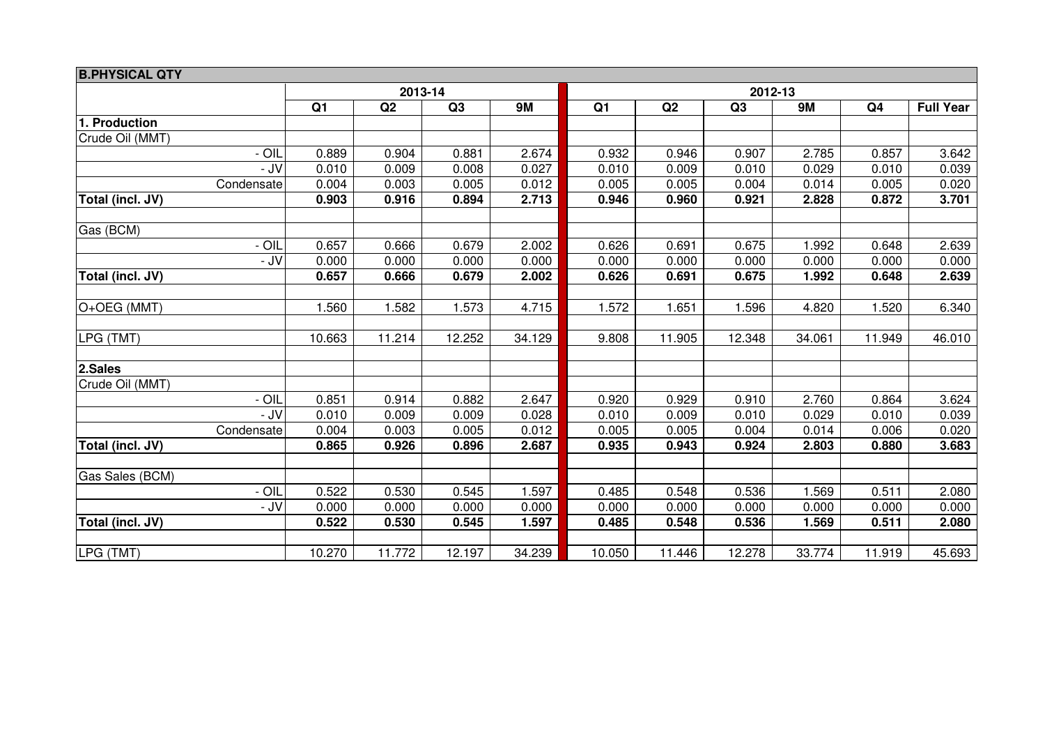## B.PHYSICAL QTY

| | 2013-14 | | | | 2012-13 | | | | | |
|---|---|---|---|---|---|---|---|---|---|---|
| | Q1 | Q2 | Q3 | 9M | Q1 | Q2 | Q3 | 9M | Q4 | Full Year |
| **1. Production** | | | | | | | | | | |
| Crude Oil (MMT) | | | | | | | | | | |
| - OIL | 0.889 | 0.904 | 0.881 | 2.674 | 0.932 | 0.946 | 0.907 | 2.785 | 0.857 | 3.642 |
| - JV | 0.010 | 0.009 | 0.008 | 0.027 | 0.010 | 0.009 | 0.010 | 0.029 | 0.010 | 0.039 |
| Condensate | 0.004 | 0.003 | 0.005 | 0.012 | 0.005 | 0.005 | 0.004 | 0.014 | 0.005 | 0.020 |
| **Total (incl. JV)** | **0.903** | **0.916** | **0.894** | **2.713** | **0.946** | **0.960** | **0.921** | **2.828** | **0.872** | **3.701** |
| | | | | | | | | | | |
| Gas (BCM) | | | | | | | | | | |
| - OIL | 0.657 | 0.666 | 0.679 | 2.002 | 0.626 | 0.691 | 0.675 | 1.992 | 0.648 | 2.639 |
| - JV | 0.000 | 0.000 | 0.000 | 0.000 | 0.000 | 0.000 | 0.000 | 0.000 | 0.000 | 0.000 |
| **Total (incl. JV)** | **0.657** | **0.666** | **0.679** | **2.002** | **0.626** | **0.691** | **0.675** | **1.992** | **0.648** | **2.639** |
| | | | | | | | | | | |
| O+OEG (MMT) | 1.560 | 1.582 | 1.573 | 4.715 | 1.572 | 1.651 | 1.596 | 4.820 | 1.520 | 6.340 |
| | | | | | | | | | | |
| LPG (TMT) | 10.663 | 11.214 | 12.252 | 34.129 | 9.808 | 11.905 | 12.348 | 34.061 | 11.949 | 46.010 |
| | | | | | | | | | | |
| **2.Sales** | | | | | | | | | | |
| Crude Oil (MMT) | | | | | | | | | | |
| - OIL | 0.851 | 0.914 | 0.882 | 2.647 | 0.920 | 0.929 | 0.910 | 2.760 | 0.864 | 3.624 |
| - JV | 0.010 | 0.009 | 0.009 | 0.028 | 0.010 | 0.009 | 0.010 | 0.029 | 0.010 | 0.039 |
| Condensate | 0.004 | 0.003 | 0.005 | 0.012 | 0.005 | 0.005 | 0.004 | 0.014 | 0.006 | 0.020 |
| **Total (incl. JV)** | **0.865** | **0.926** | **0.896** | **2.687** | **0.935** | **0.943** | **0.924** | **2.803** | **0.880** | **3.683** |
| | | | | | | | | | | |
| Gas Sales (BCM) | | | | | | | | | | |
| - OIL | 0.522 | 0.530 | 0.545 | 1.597 | 0.485 | 0.548 | 0.536 | 1.569 | 0.511 | 2.080 |
| - JV | 0.000 | 0.000 | 0.000 | 0.000 | 0.000 | 0.000 | 0.000 | 0.000 | 0.000 | 0.000 |
| **Total (incl. JV)** | **0.522** | **0.530** | **0.545** | **1.597** | **0.485** | **0.548** | **0.536** | **1.569** | **0.511** | **2.080** |
| | | | | | | | | | | |
| LPG (TMT) | 10.270 | 11.772 | 12.197 | 34.239 | 10.050 | 11.446 | 12.278 | 33.774 | 11.919 | 45.693 |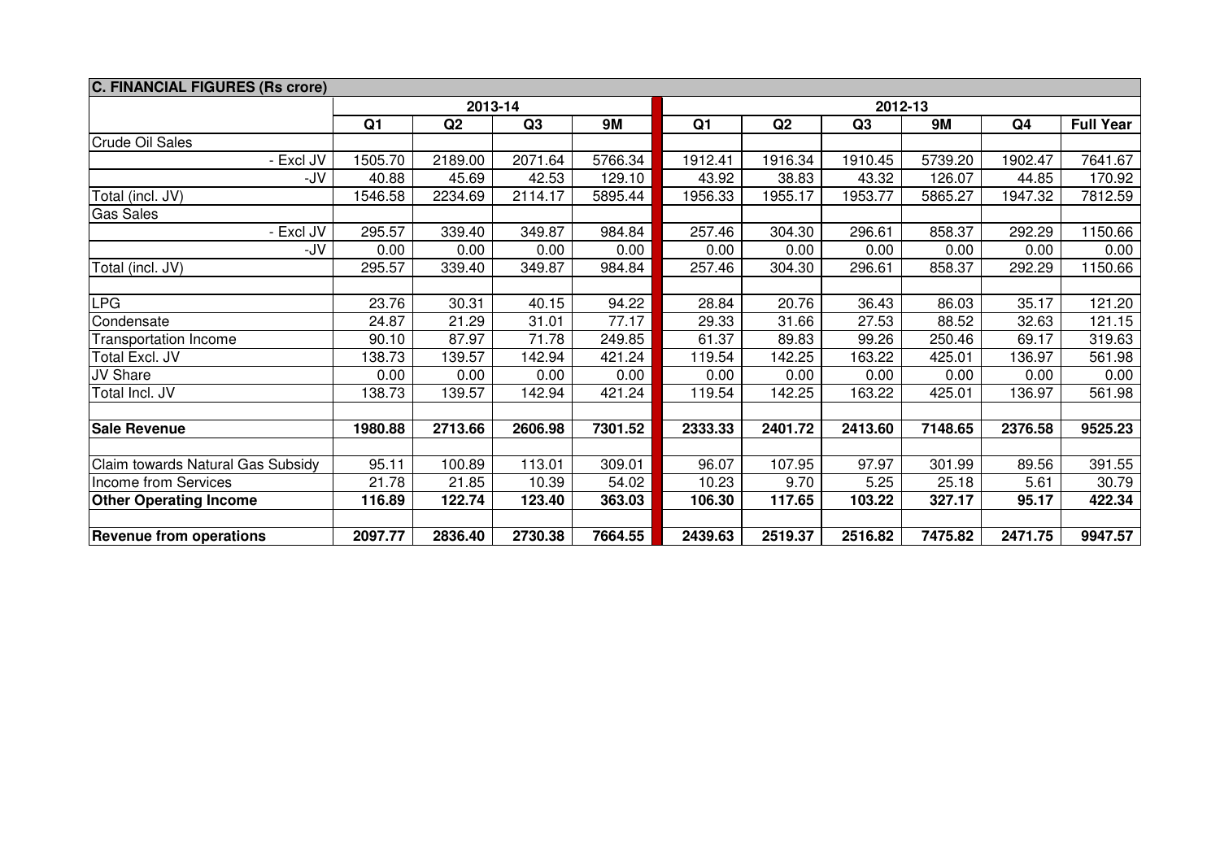| C. FINANCIAL FIGURES (Rs crore) | | | | | | | | | | |
|---|---|---|---|---|---|---|---|---|---|---|
| | 2013-14 | | | | 2012-13 | | | | | |
| | Q1 | Q2 | Q3 | 9M | Q1 | Q2 | Q3 | 9M | Q4 | Full Year |
| Crude Oil Sales | | | | | | | | | | |
| - Excl JV | 1505.70 | 2189.00 | 2071.64 | 5766.34 | 1912.41 | 1916.34 | 1910.45 | 5739.20 | 1902.47 | 7641.67 |
| -JV | 40.88 | 45.69 | 42.53 | 129.10 | 43.92 | 38.83 | 43.32 | 126.07 | 44.85 | 170.92 |
| Total (incl. JV) | 1546.58 | 2234.69 | 2114.17 | 5895.44 | 1956.33 | 1955.17 | 1953.77 | 5865.27 | 1947.32 | 7812.59 |
| Gas Sales | | | | | | | | | | |
| - Excl JV | 295.57 | 339.40 | 349.87 | 984.84 | 257.46 | 304.30 | 296.61 | 858.37 | 292.29 | 1150.66 |
| -JV | 0.00 | 0.00 | 0.00 | 0.00 | 0.00 | 0.00 | 0.00 | 0.00 | 0.00 | 0.00 |
| Total (incl. JV) | 295.57 | 339.40 | 349.87 | 984.84 | 257.46 | 304.30 | 296.61 | 858.37 | 292.29 | 1150.66 |
| | | | | | | | | | | |
| LPG | 23.76 | 30.31 | 40.15 | 94.22 | 28.84 | 20.76 | 36.43 | 86.03 | 35.17 | 121.20 |
| Condensate | 24.87 | 21.29 | 31.01 | 77.17 | 29.33 | 31.66 | 27.53 | 88.52 | 32.63 | 121.15 |
| Transportation Income | 90.10 | 87.97 | 71.78 | 249.85 | 61.37 | 89.83 | 99.26 | 250.46 | 69.17 | 319.63 |
| Total Excl. JV | 138.73 | 139.57 | 142.94 | 421.24 | 119.54 | 142.25 | 163.22 | 425.01 | 136.97 | 561.98 |
| JV Share | 0.00 | 0.00 | 0.00 | 0.00 | 0.00 | 0.00 | 0.00 | 0.00 | 0.00 | 0.00 |
| Total Incl. JV | 138.73 | 139.57 | 142.94 | 421.24 | 119.54 | 142.25 | 163.22 | 425.01 | 136.97 | 561.98 |
| | | | | | | | | | | |
| **Sale Revenue** | **1980.88** | **2713.66** | **2606.98** | **7301.52** | **2333.33** | **2401.72** | **2413.60** | **7148.65** | **2376.58** | **9525.23** |
| | | | | | | | | | | |
| Claim towards Natural Gas Subsidy | 95.11 | 100.89 | 113.01 | 309.01 | 96.07 | 107.95 | 97.97 | 301.99 | 89.56 | 391.55 |
| Income from Services | 21.78 | 21.85 | 10.39 | 54.02 | 10.23 | 9.70 | 5.25 | 25.18 | 5.61 | 30.79 |
| **Other Operating Income** | **116.89** | **122.74** | **123.40** | **363.03** | **106.30** | **117.65** | **103.22** | **327.17** | **95.17** | **422.34** |
| | | | | | | | | | | |
| **Revenue from operations** | **2097.77** | **2836.40** | **2730.38** | **7664.55** | **2439.63** | **2519.37** | **2516.82** | **7475.82** | **2471.75** | **9947.57** |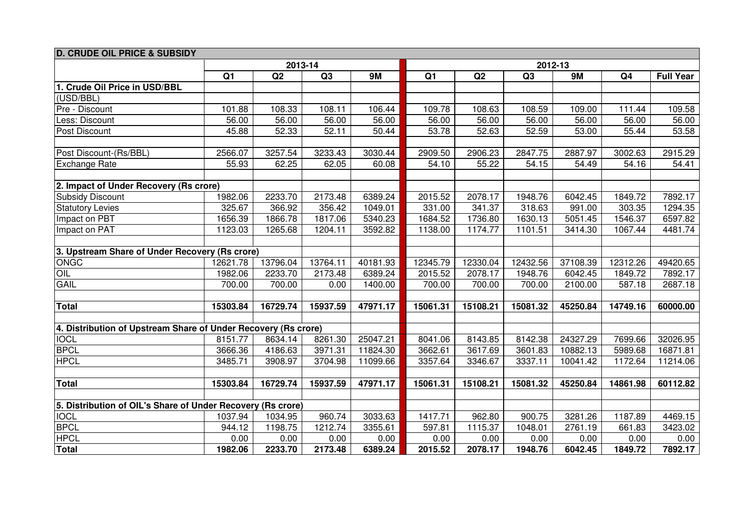| D. CRUDE OIL PRICE & SUBSIDY | | | | | | | | | | |
|---|---|---|---|---|---|---|---|---|---|---|
| | 2013-14 | | | | 2012-13 | | | | | |
| | Q1 | Q2 | Q3 | 9M | Q1 | Q2 | Q3 | 9M | Q4 | Full Year |
| **1. Crude Oil Price in USD/BBL** | | | | | | | | | | |
| (USD/BBL) | | | | | | | | | | |
| Pre - Discount | 101.88 | 108.33 | 108.11 | 106.44 | 109.78 | 108.63 | 108.59 | 109.00 | 111.44 | 109.58 |
| Less: Discount | 56.00 | 56.00 | 56.00 | 56.00 | 56.00 | 56.00 | 56.00 | 56.00 | 56.00 | 56.00 |
| Post Discount | 45.88 | 52.33 | 52.11 | 50.44 | 53.78 | 52.63 | 52.59 | 53.00 | 55.44 | 53.58 |
| | | | | | | | | | | |
| Post Discount-(Rs/BBL) | 2566.07 | 3257.54 | 3233.43 | 3030.44 | 2909.50 | 2906.23 | 2847.75 | 2887.97 | 3002.63 | 2915.29 |
| Exchange Rate | 55.93 | 62.25 | 62.05 | 60.08 | 54.10 | 55.22 | 54.15 | 54.49 | 54.16 | 54.41 |
| | | | | | | | | | | |
| **2. Impact of Under Recovery (Rs crore)** | | | | | | | | | | |
| Subsidy Discount | 1982.06 | 2233.70 | 2173.48 | 6389.24 | 2015.52 | 2078.17 | 1948.76 | 6042.45 | 1849.72 | 7892.17 |
| Statutory Levies | 325.67 | 366.92 | 356.42 | 1049.01 | 331.00 | 341.37 | 318.63 | 991.00 | 303.35 | 1294.35 |
| Impact on PBT | 1656.39 | 1866.78 | 1817.06 | 5340.23 | 1684.52 | 1736.80 | 1630.13 | 5051.45 | 1546.37 | 6597.82 |
| Impact on PAT | 1123.03 | 1265.68 | 1204.11 | 3592.82 | 1138.00 | 1174.77 | 1101.51 | 3414.30 | 1067.44 | 4481.74 |
| | | | | | | | | | | |
| **3. Upstream Share of Under Recovery (Rs crore)** | | | | | | | | | | |
| ONGC | 12621.78 | 13796.04 | 13764.11 | 40181.93 | 12345.79 | 12330.04 | 12432.56 | 37108.39 | 12312.26 | 49420.65 |
| OIL | 1982.06 | 2233.70 | 2173.48 | 6389.24 | 2015.52 | 2078.17 | 1948.76 | 6042.45 | 1849.72 | 7892.17 |
| GAIL | 700.00 | 700.00 | 0.00 | 1400.00 | 700.00 | 700.00 | 700.00 | 2100.00 | 587.18 | 2687.18 |
| | | | | | | | | | | |
| **Total** | **15303.84** | **16729.74** | **15937.59** | **47971.17** | **15061.31** | **15108.21** | **15081.32** | **45250.84** | **14749.16** | **60000.00** |
| | | | | | | | | | | |
| **4. Distribution of Upstream Share of Under Recovery (Rs crore)** | | | | | | | | | | |
| IOCL | 8151.77 | 8634.14 | 8261.30 | 25047.21 | 8041.06 | 8143.85 | 8142.38 | 24327.29 | 7699.66 | 32026.95 |
| BPCL | 3666.36 | 4186.63 | 3971.31 | 11824.30 | 3662.61 | 3617.69 | 3601.83 | 10882.13 | 5989.68 | 16871.81 |
| HPCL | 3485.71 | 3908.97 | 3704.98 | 11099.66 | 3357.64 | 3346.67 | 3337.11 | 10041.42 | 1172.64 | 11214.06 |
| | | | | | | | | | | |
| **Total** | **15303.84** | **16729.74** | **15937.59** | **47971.17** | **15061.31** | **15108.21** | **15081.32** | **45250.84** | **14861.98** | **60112.82** |
| | | | | | | | | | | |
| **5. Distribution of OIL's Share of Under Recovery (Rs crore)** | | | | | | | | | | |
| IOCL | 1037.94 | 1034.95 | 960.74 | 3033.63 | 1417.71 | 962.80 | 900.75 | 3281.26 | 1187.89 | 4469.15 |
| BPCL | 944.12 | 1198.75 | 1212.74 | 3355.61 | 597.81 | 1115.37 | 1048.01 | 2761.19 | 661.83 | 3423.02 |
| HPCL | 0.00 | 0.00 | 0.00 | 0.00 | 0.00 | 0.00 | 0.00 | 0.00 | 0.00 | 0.00 |
| **Total** | **1982.06** | **2233.70** | **2173.48** | **6389.24** | **2015.52** | **2078.17** | **1948.76** | **6042.45** | **1849.72** | **7892.17** |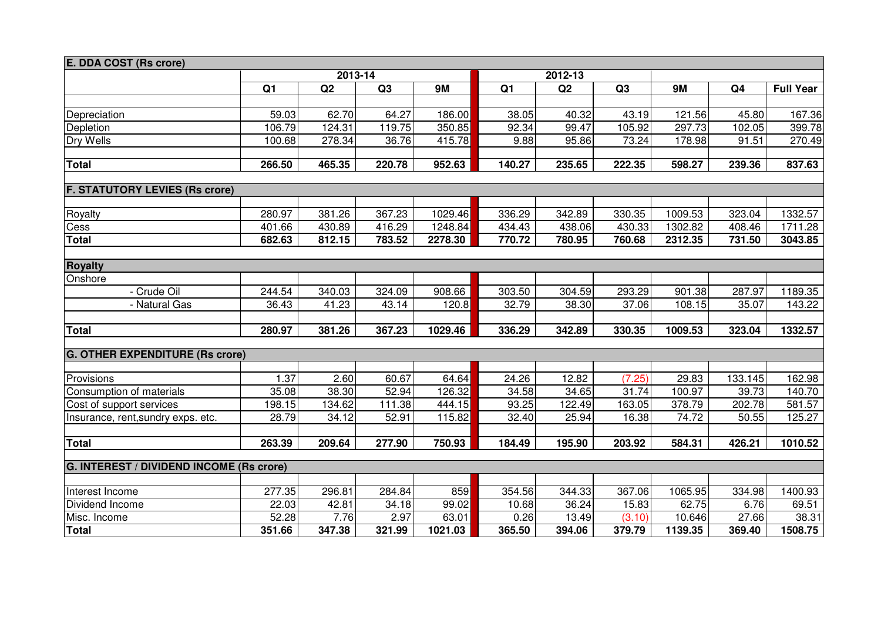| E. DDA COST (Rs crore) | | | | | | | | | | |
|---|---|---|---|---|---|---|---|---|---|---|
| | 2013-14 | | | | 2012-13 | | | | | |
| | Q1 | Q2 | Q3 | 9M | Q1 | Q2 | Q3 | 9M | Q4 | Full Year |
| Depreciation | 59.03 | 62.70 | 64.27 | 186.00 | 38.05 | 40.32 | 43.19 | 121.56 | 45.80 | 167.36 |
| Depletion | 106.79 | 124.31 | 119.75 | 350.85 | 92.34 | 99.47 | 105.92 | 297.73 | 102.05 | 399.78 |
| Dry Wells | 100.68 | 278.34 | 36.76 | 415.78 | 9.88 | 95.86 | 73.24 | 178.98 | 91.51 | 270.49 |
| **Total** | **266.50** | **465.35** | **220.78** | **952.63** | **140.27** | **235.65** | **222.35** | **598.27** | **239.36** | **837.63** |
| **F. STATUTORY LEVIES (Rs crore)** | | | | | | | | | | |
| Royalty | 280.97 | 381.26 | 367.23 | 1029.46 | 336.29 | 342.89 | 330.35 | 1009.53 | 323.04 | 1332.57 |
| Cess | 401.66 | 430.89 | 416.29 | 1248.84 | 434.43 | 438.06 | 430.33 | 1302.82 | 408.46 | 1711.28 |
| **Total** | **682.63** | **812.15** | **783.52** | **2278.30** | **770.72** | **780.95** | **760.68** | **2312.35** | **731.50** | **3043.85** |
| **Royalty** | | | | | | | | | | |
| Onshore | | | | | | | | | | |
| - Crude Oil | 244.54 | 340.03 | 324.09 | 908.66 | 303.50 | 304.59 | 293.29 | 901.38 | 287.97 | 1189.35 |
| - Natural Gas | 36.43 | 41.23 | 43.14 | 120.8 | 32.79 | 38.30 | 37.06 | 108.15 | 35.07 | 143.22 |
| **Total** | **280.97** | **381.26** | **367.23** | **1029.46** | **336.29** | **342.89** | **330.35** | **1009.53** | **323.04** | **1332.57** |
| **G. OTHER EXPENDITURE (Rs crore)** | | | | | | | | | | |
| Provisions | 1.37 | 2.60 | 60.67 | 64.64 | 24.26 | 12.82 | (7.25) | 29.83 | 133.145 | 162.98 |
| Consumption of materials | 35.08 | 38.30 | 52.94 | 126.32 | 34.58 | 34.65 | 31.74 | 100.97 | 39.73 | 140.70 |
| Cost of support services | 198.15 | 134.62 | 111.38 | 444.15 | 93.25 | 122.49 | 163.05 | 378.79 | 202.78 | 581.57 |
| Insurance, rent,sundry exps. etc. | 28.79 | 34.12 | 52.91 | 115.82 | 32.40 | 25.94 | 16.38 | 74.72 | 50.55 | 125.27 |
| **Total** | **263.39** | **209.64** | **277.90** | **750.93** | **184.49** | **195.90** | **203.92** | **584.31** | **426.21** | **1010.52** |
| **G. INTEREST / DIVIDEND INCOME (Rs crore)** | | | | | | | | | | |
| Interest Income | 277.35 | 296.81 | 284.84 | 859 | 354.56 | 344.33 | 367.06 | 1065.95 | 334.98 | 1400.93 |
| Dividend Income | 22.03 | 42.81 | 34.18 | 99.02 | 10.68 | 36.24 | 15.83 | 62.75 | 6.76 | 69.51 |
| Misc. Income | 52.28 | 7.76 | 2.97 | 63.01 | 0.26 | 13.49 | (3.10) | 10.646 | 27.66 | 38.31 |
| **Total** | **351.66** | **347.38** | **321.99** | **1021.03** | **365.50** | **394.06** | **379.79** | **1139.35** | **369.40** | **1508.75** |